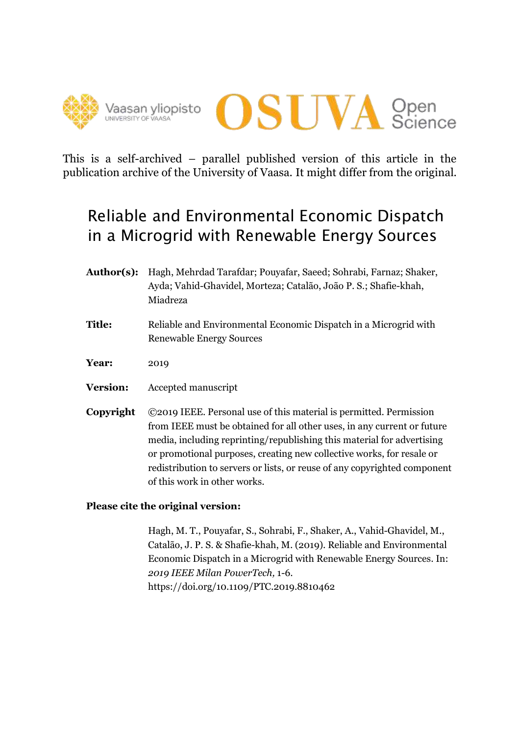This is a self-archived – parallel published version of this article in the publication archive of the University of Vaasa. It might differ from the original.

# Reliable and Environmental Economic Dispatch in a Microgrid with Renewable Energy Sources

**Author(s):** Hagh, Mehrdad Tarafdar; Pouyafar, Saeed; Sohrabi, Farnaz; Shaker, Ayda; Vahid-Ghavidel, Morteza; Catalão, João P. S.; Shafie-khah, Miadreza

**Title:** Reliable and Environmental Economic Dispatch in a Microgrid with Renewable Energy Sources

**Year:** 2019

**Version:** Accepted manuscript

**Copyright** ©2019 IEEE. Personal use of this material is permitted. Permission from IEEE must be obtained for all other uses, in any current or future media, including reprinting/republishing this material for advertising or promotional purposes, creating new collective works, for resale or redistribution to servers or lists, or reuse of any copyrighted component of this work in other works.

**Please cite the original version:**

Hagh, M. T., Pouyafar, S., Sohrabi, F., Shaker, A., Vahid-Ghavidel, M., Catalão, J. P. S. & Shafie-khah, M. (2019). Reliable and Environmental Economic Dispatch in a Microgrid with Renewable Energy Sources. In: *2019 IEEE Milan PowerTech*, 1-6. https://doi.org/10.1109/PTC.2019.8810462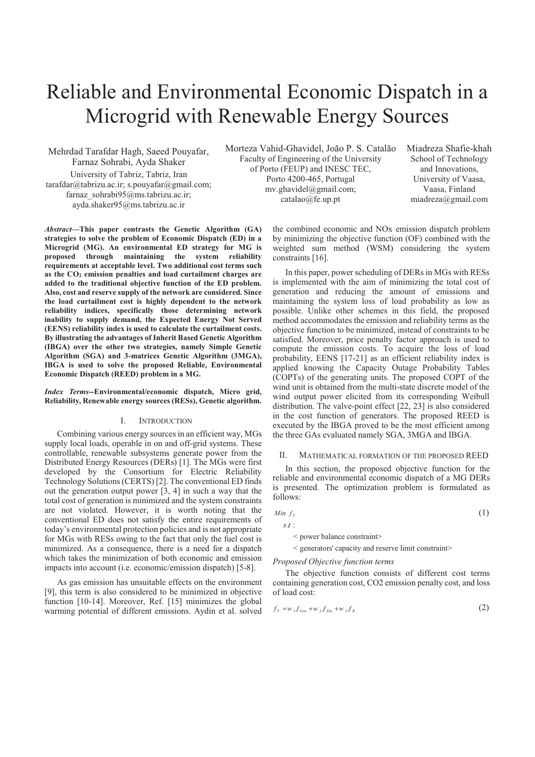# Reliable and Environmental Economic Dispatch in a Microgrid with Renewable Energy Sources

Mehrdad Tarafdar Hagh, Saeed Pouyafar, Farnaz Sohrabi, Ayda Shaker
University of Tabriz, Tabriz, Iran
tarafdar@tabrizu.ac.ir; s.pouyafar@gmail.com; farnaz_sohrabi95@ms.tabrizu.ac.ir; ayda.shaker95@ms.tabrizu.ac.ir

Morteza Vahid-Ghavidel, João P. S. Catalão
Faculty of Engineering of the University of Porto (FEUP) and INESC TEC, Porto 4200-465, Portugal
mv.ghavidel@gmail.com; catalao@fe.up.pt

Miadreza Shafie-khah
School of Technology and Innovations, University of Vaasa, Vaasa, Finland
miadreza@gmail.com

***Abstract*—This paper contrasts the Genetic Algorithm (GA) strategies to solve the problem of Economic Dispatch (ED) in a Microgrid (MG). An environmental ED strategy for MG is proposed through maintaining the system reliability requirements at acceptable level. Two additional cost terms such as the $CO_2$ emission penalties and load curtailment charges are added to the traditional objective function of the ED problem. Also, cost and reserve supply of the network are considered. Since the load curtailment cost is highly dependent to the network reliability indices, specifically those determining network inability to supply demand, the Expected Energy Not Served (EENS) reliability index is used to calculate the curtailment costs. By illustrating the advantages of Inherit Based Genetic Algorithm (IBGA) over the other two strategies, namely Simple Genetic Algorithm (SGA) and 3-matrices Genetic Algorithm (3MGA), IBGA is used to solve the proposed Reliable, Environmental Economic Dispatch (REED) problem in a MG.**

***Index Terms*--Environmental/economic dispatch, Micro grid, Reliability, Renewable energy sources (RESs), Genetic algorithm.**

## I. Introduction

Combining various energy sources in an efficient way, MGs supply local loads, operable in on and off-grid systems. These controllable, renewable subsystems generate power from the Distributed Energy Resources (DERs) [1]. The MGs were first developed by the Consortium for Electric Reliability Technology Solutions (CERTS) [2]. The conventional ED finds out the generation output power [3, 4] in such a way that the total cost of generation is minimized and the system constraints are not violated. However, it is worth noting that the conventional ED does not satisfy the entire requirements of today's environmental protection policies and is not appropriate for MGs with RESs owing to the fact that only the fuel cost is minimized. As a consequence, there is a need for a dispatch which takes the minimization of both economic and emission impacts into account (i.e. economic/emission dispatch) [5-8].

As gas emission has unsuitable effects on the environment [9], this term is also considered to be minimized in objective function [10-14]. Moreover, Ref. [15] minimizes the global warming potential of different emissions. Aydin et al. solved the combined economic and NOx emission dispatch problem by minimizing the objective function (OF) combined with the weighted sum method (WSM) considering the system constraints [16].

In this paper, power scheduling of DERs in MGs with RESs is implemented with the aim of minimizing the total cost of generation and reducing the amount of emissions and maintaining the system loss of load probability as low as possible. Unlike other schemes in this field, the proposed method accommodates the emission and reliability terms as the objective function to be minimized, instead of constraints to be satisfied. Moreover, price penalty factor approach is used to compute the emission costs. To acquire the loss of load probability, EENS [17-21] as an efficient reliability index is applied knowing the Capacity Outage Probability Tables (COPTs) of the generating units. The proposed COPT of the wind unit is obtained from the multi-state discrete model of the wind output power elicited from its corresponding Weibull distribution. The valve-point effect [22, 23] is also considered in the cost function of generators. The proposed REED is executed by the IBGA proved to be the most efficient among the three GAs evaluated namely SGA, 3MGA and IBGA.

## II. Mathematical formation of the proposed REED

In this section, the proposed objective function for the reliable and environmental economic dispatch of a MG DERs is presented. The optimization problem is formulated as follows:

$$Min \; f_T \tag{1}$$

$s.t$ :

< power balance constraint>

< generators' capacity and reserve limit constraint>

*Proposed Objective function terms*

The objective function consists of different cost terms containing generation cost, CO2 emission penalty cost, and loss of load cost:

$$f_T = w_1 f_{Gen} + w_2 f_{Em} + w_3 f_R \tag{2}$$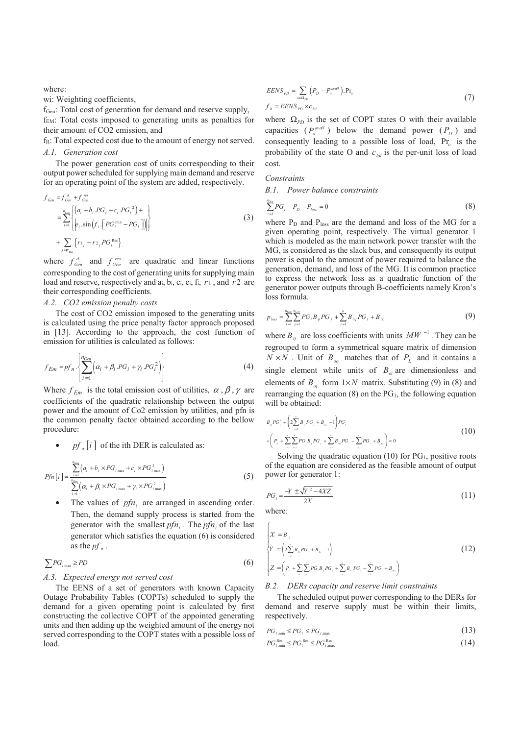where:

wi: Weighting coefficients,

$f_{Gen}$: Total cost of generation for demand and reserve supply,

$f_{EM}$: Total costs imposed to generating units as penalties for their amount of CO2 emission, and

$f_R$: Total expected cost due to the amount of energy not served.

### A.1. Generation cost

The power generation cost of units corresponding to their output power scheduled for supplying main demand and reserve for an operating point of the system are added, respectively.

$$
\begin{aligned}
f_{Gen} &= f_{Gen}^{d} + f_{Gen}^{res} \\
&= \sum_{i=1}^{n_{Gen}} \left\{ \begin{aligned} &\left(a_i + b_i.PG_i + c_i.PG_i^2\right) + \\ &\left| e_i.\sin\left(f_i.\left[PG_i^{\min} - PG_i\right]\right)\right| \end{aligned} \right\} \\
&+ \sum_{j \in \psi_{Res}} \left\{ r1_j + r2_j \, PG_i^{Res} \right\}
\end{aligned}
\tag{3}
$$

where $f_{Gen}^{d}$ and $f_{Gen}^{res}$ are quadratic and linear functions corresponding to the cost of generating units for supplying main load and reserve, respectively and $a_i$, $b_i$, $c_i$, $e_i$, $f_i$, $r1$, and $r2$ are their corresponding coefficients.

### A.2. CO2 emission penalty costs

The cost of CO2 emission imposed to the generating units is calculated using the price penalty factor approach proposed in [13]. According to the approach, the cost function of emission for utilities is calculated as follows:

$$
f_{Em} = pf_n.\left\{ \sum_{i=1}^{n_{Gen}} \left( \alpha_i + \beta_i.PG_i + \gamma_i.PG_i^2 \right) \right\}
\tag{4}
$$

Where $f_{Em}$ is the total emission cost of utilities, $\alpha$, $\beta$, $\gamma$ are coefficients of the quadratic relationship between the output power and the amount of Co2 emission by utilities, and pfn is the common penalty factor obtained according to the bellow procedure:

- $pf_n[i]$ of the ith DER is calculated as:

$$
Pfn[i] = \frac{\sum_{i=1}^{n_{Gen}} \left( a_i + b_i \times PG_{i\max} + c_i \times PG_{i\max}^2 \right)}{\sum_{i=1}^{n_{Gen}} \left( \alpha_i + \beta_i \times PG_{i\max} + \gamma_i \times PG_{i\max}^2 \right)}
\tag{5}
$$

- The values of $pfn_i$ are arranged in ascending order. Then, the demand supply process is started from the generator with the smallest $pfn_i$. The $pfn_i$ of the last generator which satisfies the equation (6) is considered as the $pf_n$.

$$
\sum PG_{i\max} \geq PD
\tag{6}
$$

### A.3. Expected energy not served cost

The EENS of a set of generators with known Capacity Outage Probability Tables (COPTs) scheduled to supply the demand for a given operating point is calculated by first constructing the collective COPT of the appointed generating units and then adding up the weighted amount of the energy not served corresponding to the COPT states with a possible loss of load.

$$
\begin{aligned}
EENS_{PD} &= \sum_{o \in \Omega_{PD}} \left( P_D - P_o^{avail} \right).\Pr_o \\
f_R &= EENS_{PD} \times c_{lol}
\end{aligned}
\tag{7}
$$

where $\Omega_{PD}$ is the set of COPT states O with their available capacities ($P_o^{avail}$) below the demand power ($P_D$) and consequently leading to a possible loss of load, $\Pr_o$ is the probability of the state O and $c_{lol}$ is the per-unit loss of load cost.

### *Constraints*

### B.1. Power balance constraints

$$
\sum_{i=1}^{n_{Gen}} PG_i - P_D - P_{loss} = 0
\tag{8}
$$

where $P_D$ and $P_{loss}$ are the demand and loss of the MG for a given operating point, respectively. The virtual generator 1 which is modeled as the main network power transfer with the MG, is considered as the slack bus, and consequently its output power is equal to the amount of power required to balance the generation, demand, and loss of the MG. It is common practice to express the network loss as a quadratic function of the generator power outputs through B-coefficients namely Kron's loss formula.

$$
p_{loss} = \sum_{i=1}^{n_{Gen}} \sum_{j=1}^{n_{Gen}} PG_i B_{ij} PG_j + \sum_{i=1}^{n} B_{0j} PG_i + B_{00}
\tag{9}
$$

where $B_{ij}$ are loss coefficients with units $MW^{-1}$. They can be regrouped to form a symmetrical square matrix of dimension $N \times N$. Unit of $B_{oo}$ matches that of $P_L$ and it contains a single element while units of $B_{oi}$ are dimensionless and elements of $B_{oi}$ form $1 \times N$ matrix. Substituting (9) in (8) and rearranging the equation (8) on the $PG_1$, the following equation will be obtained:

$$
\begin{aligned}
&B_{11} PG_1^2 + \left( 2\sum_{i=2}^{n} B_{1i} PG_i + B_{01} - 1 \right) PG_1 \\
&+ \left( P_D + \sum_{i=2}^{n} \sum_{j=2}^{n} PG_i B_{ij} PG_j + \sum_{i=2}^{n} B_{0i} PG_i - \sum_{i=2}^{n} PG_i + B_{00} \right) = 0
\end{aligned}
\tag{10}
$$

Solving the quadratic equation (10) for $PG_1$, positive roots of the equation are considered as the feasible amount of output power for generator 1:

$$
PG_1 = \frac{-Y \pm \sqrt{Y^2 - 4XZ}}{2X}
\tag{11}
$$

where:

$$
\begin{cases}
X = B_{11} \\
Y = \left( 2\sum_{i=2}^{n} B_{1i} PG_i + B_{01} - 1 \right) \\
Z = \left( P_D + \sum_{i=2}^{n} \sum_{j=2}^{n} PG_i B_{ij} PG_j + \sum_{i=2}^{n} B_{0i} PG_i - \sum_{i=2}^{n} PG_i + B_{00} \right)
\end{cases}
\tag{12}
$$

### B.2. DERs capacity and reserve limit constraints

The scheduled output power corresponding to the DERs for demand and reserve supply must be within their limits, respectively.

$$
PG_{i,\min} \leq PG_i \leq PG_{i,\max}
\tag{13}
$$

$$
PG_{i,\min}^{Res} \leq PG_i^{Res} \leq PG_{i,\max}^{Res}
\tag{14}
$$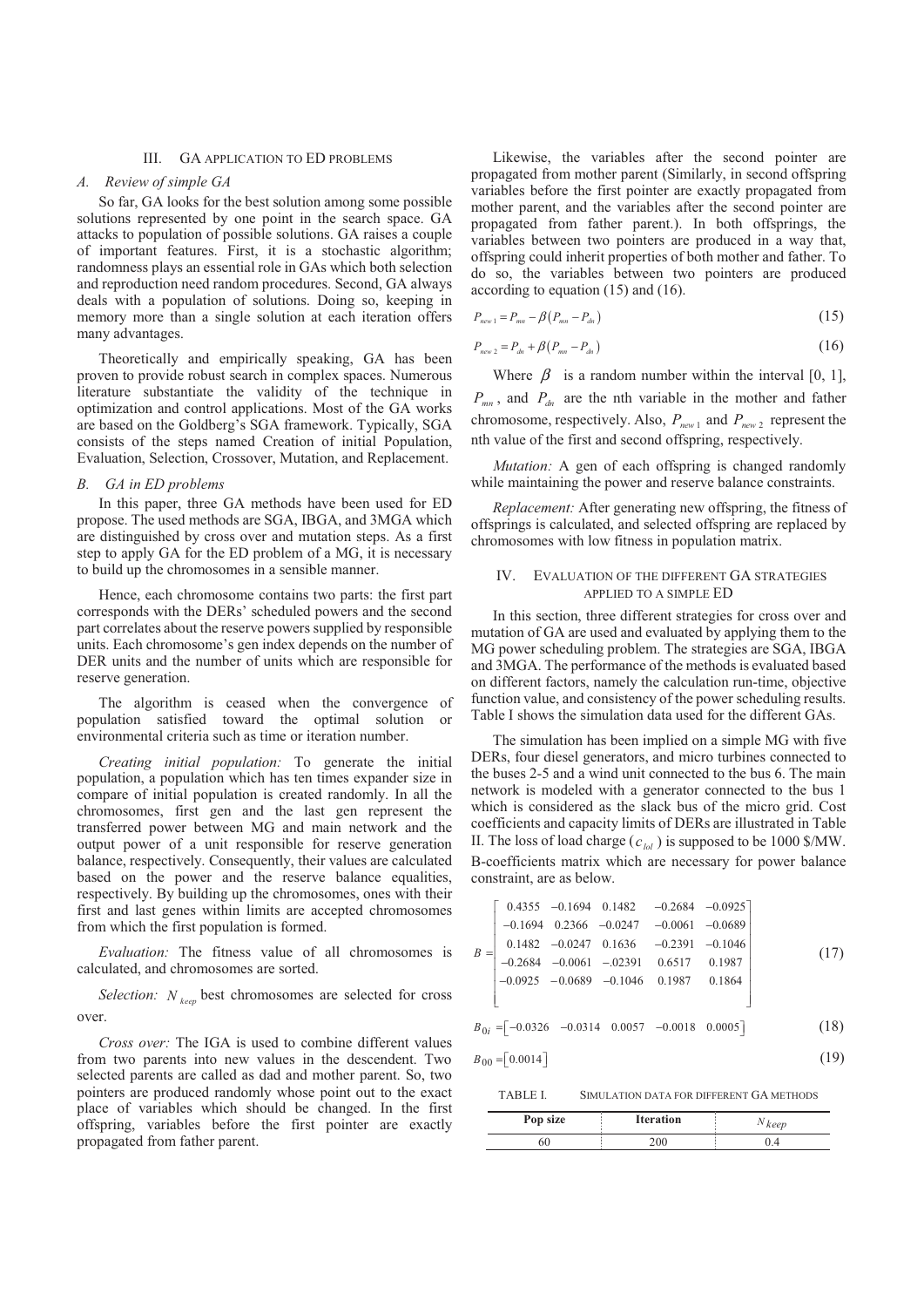## III. GA APPLICATION TO ED PROBLEMS

### *A. Review of simple GA*

So far, GA looks for the best solution among some possible solutions represented by one point in the search space. GA attacks to population of possible solutions. GA raises a couple of important features. First, it is a stochastic algorithm; randomness plays an essential role in GAs which both selection and reproduction need random procedures. Second, GA always deals with a population of solutions. Doing so, keeping in memory more than a single solution at each iteration offers many advantages.

Theoretically and empirically speaking, GA has been proven to provide robust search in complex spaces. Numerous literature substantiate the validity of the technique in optimization and control applications. Most of the GA works are based on the Goldberg's SGA framework. Typically, SGA consists of the steps named Creation of initial Population, Evaluation, Selection, Crossover, Mutation, and Replacement.

### *B. GA in ED problems*

In this paper, three GA methods have been used for ED propose. The used methods are SGA, IBGA, and 3MGA which are distinguished by cross over and mutation steps. As a first step to apply GA for the ED problem of a MG, it is necessary to build up the chromosomes in a sensible manner.

Hence, each chromosome contains two parts: the first part corresponds with the DERs' scheduled powers and the second part correlates about the reserve powers supplied by responsible units. Each chromosome's gen index depends on the number of DER units and the number of units which are responsible for reserve generation.

The algorithm is ceased when the convergence of population satisfied toward the optimal solution or environmental criteria such as time or iteration number.

*Creating initial population:* To generate the initial population, a population which has ten times expander size in compare of initial population is created randomly. In all the chromosomes, first gen and the last gen represent the transferred power between MG and main network and the output power of a unit responsible for reserve generation balance, respectively. Consequently, their values are calculated based on the power and the reserve balance equalities, respectively. By building up the chromosomes, ones with their first and last genes within limits are accepted chromosomes from which the first population is formed.

*Evaluation:* The fitness value of all chromosomes is calculated, and chromosomes are sorted.

*Selection:* $N_{keep}$ best chromosomes are selected for cross over.

*Cross over:* The IGA is used to combine different values from two parents into new values in the descendent. Two selected parents are called as dad and mother parent. So, two pointers are produced randomly whose point out to the exact place of variables which should be changed. In the first offspring, variables before the first pointer are exactly propagated from father parent.

Likewise, the variables after the second pointer are propagated from mother parent (Similarly, in second offspring variables before the first pointer are exactly propagated from mother parent, and the variables after the second pointer are propagated from father parent.). In both offsprings, the variables between two pointers are produced in a way that, offspring could inherit properties of both mother and father. To do so, the variables between two pointers are produced according to equation (15) and (16).

$$P_{new1} = P_{mn} - \beta\left(P_{mn} - P_{dn}\right) \tag{15}$$

$$P_{new2} = P_{dn} + \beta\left(P_{mn} - P_{dn}\right) \tag{16}$$

Where $\beta$ is a random number within the interval [0, 1], $P_{mn}$, and $P_{dn}$ are the nth variable in the mother and father chromosome, respectively. Also, $P_{new1}$ and $P_{new2}$ represent the nth value of the first and second offspring, respectively.

*Mutation:* A gen of each offspring is changed randomly while maintaining the power and reserve balance constraints.

*Replacement:* After generating new offspring, the fitness of offsprings is calculated, and selected offspring are replaced by chromosomes with low fitness in population matrix.

## IV. EVALUATION OF THE DIFFERENT GA STRATEGIES APPLIED TO A SIMPLE ED

In this section, three different strategies for cross over and mutation of GA are used and evaluated by applying them to the MG power scheduling problem. The strategies are SGA, IBGA and 3MGA. The performance of the methods is evaluated based on different factors, namely the calculation run-time, objective function value, and consistency of the power scheduling results. Table I shows the simulation data used for the different GAs.

The simulation has been implied on a simple MG with five DERs, four diesel generators, and micro turbines connected to the buses 2-5 and a wind unit connected to the bus 6. The main network is modeled with a generator connected to the bus 1 which is considered as the slack bus of the micro grid. Cost coefficients and capacity limits of DERs are illustrated in Table II. The loss of load charge ($c_{lol}$) is supposed to be 1000 \$/MW. B-coefficients matrix which are necessary for power balance constraint, are as below.

$$B = \begin{bmatrix} 0.4355 & -0.1694 & 0.1482 & -0.2684 & -0.0925 \\ -0.1694 & 0.2366 & -0.0247 & -0.0061 & -0.0689 \\ 0.1482 & -0.0247 & 0.1636 & -0.2391 & -0.1046 \\ -0.2684 & -0.0061 & -.02391 & 0.6517 & 0.1987 \\ -0.0925 & -0.0689 & -0.1046 & 0.1987 & 0.1864 \end{bmatrix} \tag{17}$$

$$B_{0i} = \begin{bmatrix} -0.0326 & -0.0314 & 0.0057 & -0.0018 & 0.0005 \end{bmatrix} \tag{18}$$

$$B_{00} = \begin{bmatrix} 0.0014 \end{bmatrix} \tag{19}$$

TABLE I. SIMULATION DATA FOR DIFFERENT GA METHODS

| Pop size | Iteration | $N_{keep}$ |
|---|---|---|
| 60 | 200 | 0.4 |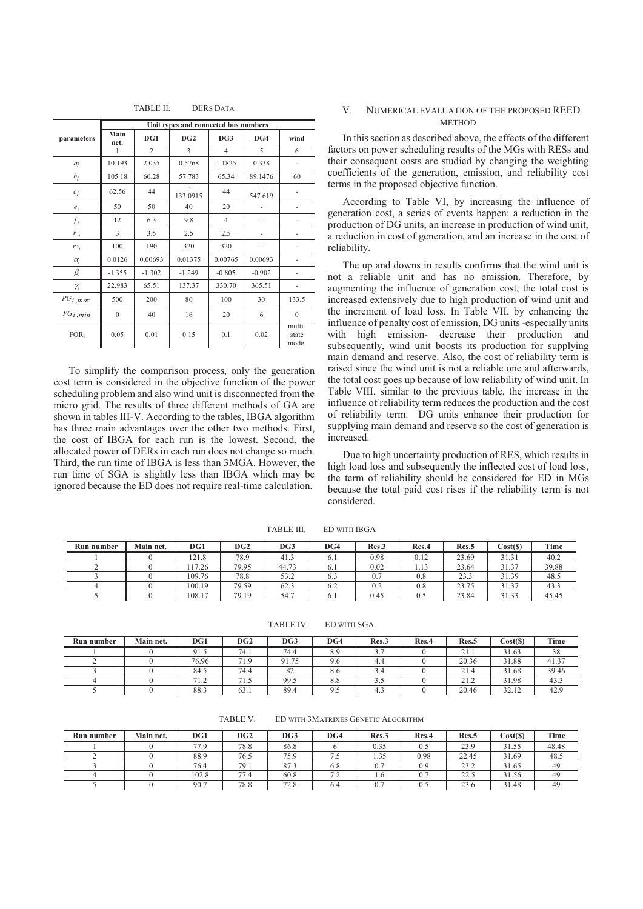TABLE II. DERS DATA

| parameters | Unit types and connected bus numbers | | | | | |
|---|---|---|---|---|---|---|
| | Main net. | DG1 | DG2 | DG3 | DG4 | wind |
| | 1 | 2 | 3 | 4 | 5 | 6 |
| $a_i$ | 10.193 | 2.035 | 0.5768 | 1.1825 | 0.338 | - |
| $b_i$ | 105.18 | 60.28 | 57.783 | 65.34 | 89.1476 | 60 |
| $c_i$ | 62.56 | 44 | -133.0915 | 44 | -547.619 | - |
| $e_i$ | 50 | 50 | 40 | 20 | - | - |
| $f_i$ | 12 | 6.3 | 9.8 | 4 | - | - |
| $r_{1_i}$ | 3 | 3.5 | 2.5 | 2.5 | - | - |
| $r_{2_i}$ | 100 | 190 | 320 | 320 | - | - |
| $\alpha_i$ | 0.0126 | 0.00693 | 0.01375 | 0.00765 | 0.00693 | - |
| $\beta_i$ | -1.355 | -1.302 | -1.249 | -0.805 | -0.902 | - |
| $\gamma_i$ | 22.983 | 65.51 | 137.37 | 330.70 | 365.51 | - |
| $PG_{i,max}$ | 500 | 200 | 80 | 100 | 30 | 133.5 |
| $PG_{i,min}$ | 0 | 40 | 16 | 20 | 6 | 0 |
| $FOR_i$ | 0.05 | 0.01 | 0.15 | 0.1 | 0.02 | multi-state model |

To simplify the comparison process, only the generation cost term is considered in the objective function of the power scheduling problem and also wind unit is disconnected from the micro grid. The results of three different methods of GA are shown in tables III-V. According to the tables, IBGA algorithm has three main advantages over the other two methods. First, the cost of IBGA for each run is the lowest. Second, the allocated power of DERs in each run does not change so much. Third, the run time of IBGA is less than 3MGA. However, the run time of SGA is slightly less than IBGA which may be ignored because the ED does not require real-time calculation.

## V. NUMERICAL EVALUATION OF THE PROPOSED REED METHOD

In this section as described above, the effects of the different factors on power scheduling results of the MGs with RESs and their consequent costs are studied by changing the weighting coefficients of the generation, emission, and reliability cost terms in the proposed objective function.

According to Table VI, by increasing the influence of generation cost, a series of events happen: a reduction in the production of DG units, an increase in production of wind unit, a reduction in cost of generation, and an increase in the cost of reliability.

The up and downs in results confirms that the wind unit is not a reliable unit and has no emission. Therefore, by augmenting the influence of generation cost, the total cost is increased extensively due to high production of wind unit and the increment of load loss. In Table VII, by enhancing the influence of penalty cost of emission, DG units -especially units with high emission- decrease their production and subsequently, wind unit boosts its production for supplying main demand and reserve. Also, the cost of reliability term is raised since the wind unit is not a reliable one and afterwards, the total cost goes up because of low reliability of wind unit. In Table VIII, similar to the previous table, the increase in the influence of reliability term reduces the production and the cost of reliability term. DG units enhance their production for supplying main demand and reserve so the cost of generation is increased.

Due to high uncertainty production of RES, which results in high load loss and subsequently the inflected cost of load loss, the term of reliability should be considered for ED in MGs because the total paid cost rises if the reliability term is not considered.

TABLE III. ED WITH IBGA

| Run number | Main net. | DG1 | DG2 | DG3 | DG4 | Res.3 | Res.4 | Res.5 | Cost($) | Time |
|---|---|---|---|---|---|---|---|---|---|---|
| 1 | 0 | 121.8 | 78.9 | 41.3 | 6.1 | 0.98 | 0.12 | 23.69 | 31.31 | 40.2 |
| 2 | 0 | 117.26 | 79.95 | 44.73 | 6.1 | 0.02 | 1.13 | 23.64 | 31.37 | 39.88 |
| 3 | 0 | 109.76 | 78.8 | 53.2 | 6.3 | 0.7 | 0.8 | 23.3 | 31.39 | 48.5 |
| 4 | 0 | 100.19 | 79.59 | 62.3 | 6.2 | 0.2 | 0.8 | 23.75 | 31.37 | 43.3 |
| 5 | 0 | 108.17 | 79.19 | 54.7 | 6.1 | 0.45 | 0.5 | 23.84 | 31.33 | 45.45 |

TABLE IV. ED WITH SGA

| Run number | Main net. | DG1 | DG2 | DG3 | DG4 | Res.3 | Res.4 | Res.5 | Cost($) | Time |
|---|---|---|---|---|---|---|---|---|---|---|
| 1 | 0 | 91.5 | 74.1 | 74.4 | 8.9 | 3.7 | 0 | 21.1 | 31.63 | 38 |
| 2 | 0 | 76.96 | 71.9 | 91.75 | 9.6 | 4.4 | 0 | 20.36 | 31.88 | 41.37 |
| 3 | 0 | 84.5 | 74.4 | 82 | 8.6 | 3.4 | 0 | 21.4 | 31.68 | 39.46 |
| 4 | 0 | 71.2 | 71.5 | 99.5 | 8.8 | 3.5 | 0 | 21.2 | 31.98 | 43.3 |
| 5 | 0 | 88.3 | 63.1 | 89.4 | 9.5 | 4.3 | 0 | 20.46 | 32.12 | 42.9 |

TABLE V. ED WITH 3MATRIXES GENETIC ALGORITHM

| Run number | Main net. | DG1 | DG2 | DG3 | DG4 | Res.3 | Res.4 | Res.5 | Cost($) | Time |
|---|---|---|---|---|---|---|---|---|---|---|
| 1 | 0 | 77.9 | 78.8 | 86.8 | 6 | 0.35 | 0.5 | 23.9 | 31.55 | 48.48 |
| 2 | 0 | 88.9 | 76.5 | 75.9 | 7.5 | 1.35 | 0.98 | 22.45 | 31.69 | 48.5 |
| 3 | 0 | 76.4 | 79.1 | 87.3 | 6.8 | 0.7 | 0.9 | 23.2 | 31.65 | 49 |
| 4 | 0 | 102.8 | 77.4 | 60.8 | 7.2 | 1.6 | 0.7 | 22.5 | 31.56 | 49 |
| 5 | 0 | 90.7 | 78.8 | 72.8 | 6.4 | 0.7 | 0.5 | 23.6 | 31.48 | 49 |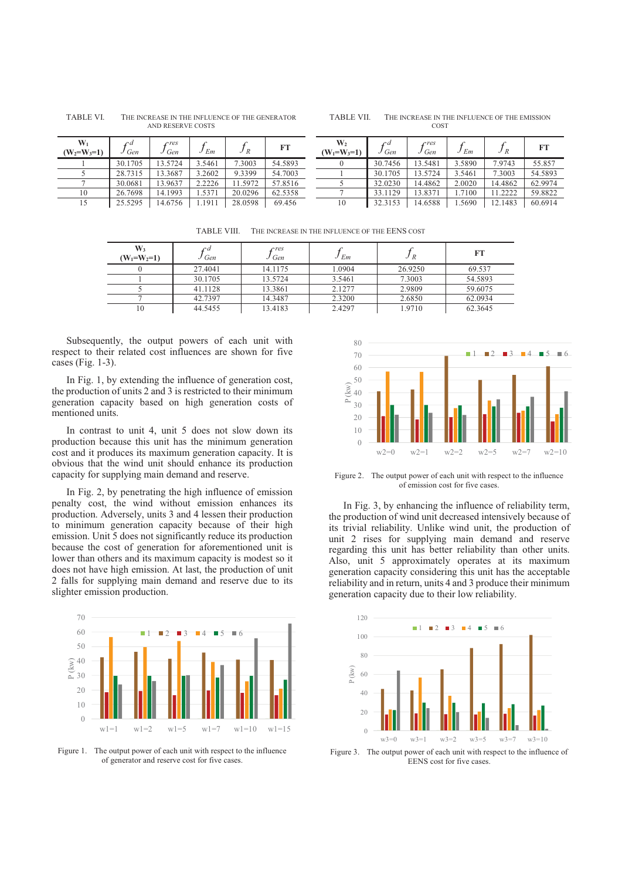TABLE VI. THE INCREASE IN THE INFLUENCE OF THE GENERATOR AND RESERVE COSTS

| $W_1$ ($W_2$=$W_3$=1) | $f_{Gen}^{d}$ | $f_{Gen}^{res}$ | $f_{Em}$ | $f_{R}$ | FT |
|---|---|---|---|---|---|
| 1 | 30.1705 | 13.5724 | 3.5461 | 7.3003 | 54.5893 |
| 5 | 28.7315 | 13.3687 | 3.2602 | 9.3399 | 54.7003 |
| 7 | 30.0681 | 13.9637 | 2.2226 | 11.5972 | 57.8516 |
| 10 | 26.7698 | 14.1993 | 1.5371 | 20.0296 | 62.5358 |
| 15 | 25.5295 | 14.6756 | 1.1911 | 28.0598 | 69.456 |

TABLE VII. THE INCREASE IN THE INFLUENCE OF THE EMISSION COST

| $W_2$ ($W_1$=$W_3$=1) | $f_{Gen}^{d}$ | $f_{Gen}^{res}$ | $f_{Em}$ | $f_{R}$ | FT |
|---|---|---|---|---|---|
| 0 | 30.7456 | 13.5481 | 3.5890 | 7.9743 | 55.857 |
| 1 | 30.1705 | 13.5724 | 3.5461 | 7.3003 | 54.5893 |
| 5 | 32.0230 | 14.4862 | 2.0020 | 14.4862 | 62.9974 |
| 7 | 33.1129 | 13.8371 | 1.7100 | 11.2222 | 59.8822 |
| 10 | 32.3153 | 14.6588 | 1.5690 | 12.1483 | 60.6914 |

TABLE VIII. THE INCREASE IN THE INFLUENCE OF THE EENS COST

| $W_3$ ($W_1$=$W_2$=1) | $f_{Gen}^{d}$ | $f_{Gen}^{res}$ | $f_{Em}$ | $f_{R}$ | FT |
|---|---|---|---|---|---|
| 0 | 27.4041 | 14.1175 | 1.0904 | 26.9250 | 69.537 |
| 1 | 30.1705 | 13.5724 | 3.5461 | 7.3003 | 54.5893 |
| 5 | 41.1128 | 13.3861 | 2.1277 | 2.9809 | 59.6075 |
| 7 | 42.7397 | 14.3487 | 2.3200 | 2.6850 | 62.0934 |
| 10 | 44.5455 | 13.4183 | 2.4297 | 1.9710 | 62.3645 |

Subsequently, the output powers of each unit with respect to their related cost influences are shown for five cases (Fig. 1-3).

In Fig. 1, by extending the influence of generation cost, the production of units 2 and 3 is restricted to their minimum generation capacity based on high generation costs of mentioned units.

In contrast to unit 4, unit 5 does not slow down its production because this unit has the minimum generation cost and it produces its maximum generation capacity. It is obvious that the wind unit should enhance its production capacity for supplying main demand and reserve.

In Fig. 2, by penetrating the high influence of emission penalty cost, the wind without emission enhances its production. Adversely, units 3 and 4 lessen their production to minimum generation capacity because of their high emission. Unit 5 does not significantly reduce its production because the cost of generation for aforementioned unit is lower than others and its maximum capacity is modest so it does not have high emission. At last, the production of unit 2 falls for supplying main demand and reserve due to its slighter emission production.

Figure 1. The output power of each unit with respect to the influence of generator and reserve cost for five cases.

Figure 2. The output power of each unit with respect to the influence of emission cost for five cases.

In Fig. 3, by enhancing the influence of reliability term, the production of wind unit decreased intensively because of its trivial reliability. Unlike wind unit, the production of unit 2 rises for supplying main demand and reserve regarding this unit has better reliability than other units. Also, unit 5 approximately operates at its maximum generation capacity considering this unit has the acceptable reliability and in return, units 4 and 3 produce their minimum generation capacity due to their low reliability.

Figure 3. The output power of each unit with respect to the influence of EENS cost for five cases.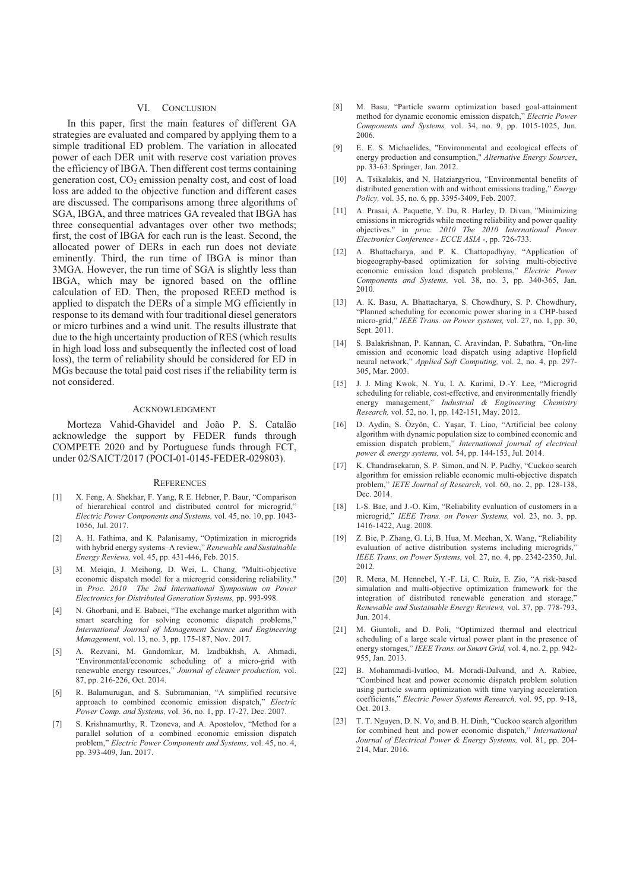## VI. Conclusion

In this paper, first the main features of different GA strategies are evaluated and compared by applying them to a simple traditional ED problem. The variation in allocated power of each DER unit with reserve cost variation proves the efficiency of IBGA. Then different cost terms containing generation cost, $CO_2$ emission penalty cost, and cost of load loss are added to the objective function and different cases are discussed. The comparisons among three algorithms of SGA, IBGA, and three matrices GA revealed that IBGA has three consequential advantages over other two methods; first, the cost of IBGA for each run is the least. Second, the allocated power of DERs in each run does not deviate eminently. Third, the run time of IBGA is minor than 3MGA. However, the run time of SGA is slightly less than IBGA, which may be ignored based on the offline calculation of ED. Then, the proposed REED method is applied to dispatch the DERs of a simple MG efficiently in response to its demand with four traditional diesel generators or micro turbines and a wind unit. The results illustrate that due to the high uncertainty production of RES (which results in high load loss and subsequently the inflected cost of load loss), the term of reliability should be considered for ED in MGs because the total paid cost rises if the reliability term is not considered.

## Acknowledgment

Morteza Vahid-Ghavidel and João P. S. Catalão acknowledge the support by FEDER funds through COMPETE 2020 and by Portuguese funds through FCT, under 02/SAICT/2017 (POCI-01-0145-FEDER-029803).

## References

[1] X. Feng, A. Shekhar, F. Yang, R E. Hebner, P. Baur, "Comparison of hierarchical control and distributed control for microgrid," *Electric Power Components and Systems,* vol. 45, no. 10, pp. 1043-1056, Jul. 2017.

[2] A. H. Fathima, and K. Palanisamy, "Optimization in microgrids with hybrid energy systems–A review," *Renewable and Sustainable Energy Reviews,* vol. 45, pp. 431-446, Feb. 2015.

[3] M. Meiqin, J. Meihong, D. Wei, L. Chang, "Multi-objective economic dispatch model for a microgrid considering reliability." in *Proc. 2010 The 2nd International Symposium on Power Electronics for Distributed Generation Systems,* pp. 993-998.

[4] N. Ghorbani, and E. Babaei, "The exchange market algorithm with smart searching for solving economic dispatch problems," *International Journal of Management Science and Engineering Management,* vol. 13, no. 3, pp. 175-187, Nov. 2017.

[5] A. Rezvani, M. Gandomkar, M. Izadbakhsh, A. Ahmadi, "Environmental/economic scheduling of a micro-grid with renewable energy resources," *Journal of cleaner production,* vol. 87, pp. 216-226, Oct. 2014.

[6] R. Balamurugan, and S. Subramanian, "A simplified recursive approach to combined economic emission dispatch," *Electric Power Comp. and Systems,* vol. 36, no. 1, pp. 17-27, Dec. 2007.

[7] S. Krishnamurthy, R. Tzoneva, and A. Apostolov, "Method for a parallel solution of a combined economic emission dispatch problem," *Electric Power Components and Systems,* vol. 45, no. 4, pp. 393-409, Jan. 2017.

[8] M. Basu, "Particle swarm optimization based goal-attainment method for dynamic economic emission dispatch," *Electric Power Components and Systems,* vol. 34, no. 9, pp. 1015-1025, Jun. 2006.

[9] E. E. S. Michaelides, "Environmental and ecological effects of energy production and consumption," *Alternative Energy Sources*, pp. 33-63: Springer, Jan. 2012.

[10] A. Tsikalakis, and N. Hatziargyriou, "Environmental benefits of distributed generation with and without emissions trading," *Energy Policy,* vol. 35, no. 6, pp. 3395-3409, Feb. 2007.

[11] A. Prasai, A. Paquette, Y. Du, R. Harley, D. Divan, "Minimizing emissions in microgrids while meeting reliability and power quality objectives." in *proc. 2010 The 2010 International Power Electronics Conference - ECCE ASIA -*, pp. 726-733.

[12] A. Bhattacharya, and P. K. Chattopadhyay, "Application of biogeography-based optimization for solving multi-objective economic emission load dispatch problems," *Electric Power Components and Systems,* vol. 38, no. 3, pp. 340-365, Jan. 2010.

[13] A. K. Basu, A. Bhattacharya, S. Chowdhury, S. P. Chowdhury, "Planned scheduling for economic power sharing in a CHP-based micro-grid," *IEEE Trans. on Power systems,* vol. 27, no. 1, pp. 30, Sept. 2011.

[14] S. Balakrishnan, P. Kannan, C. Aravindan, P. Subathra, "On-line emission and economic load dispatch using adaptive Hopfield neural network," *Applied Soft Computing,* vol. 2, no. 4, pp. 297-305, Mar. 2003.

[15] J. J. Ming Kwok, N. Yu, I. A. Karimi, D.-Y. Lee, "Microgrid scheduling for reliable, cost-effective, and environmentally friendly energy management," *Industrial & Engineering Chemistry Research,* vol. 52, no. 1, pp. 142-151, May. 2012.

[16] D. Aydin, S. Özyön, C. Yaşar, T. Liao, "Artificial bee colony algorithm with dynamic population size to combined economic and emission dispatch problem," *International journal of electrical power & energy systems,* vol. 54, pp. 144-153, Jul. 2014.

[17] K. Chandrasekaran, S. P. Simon, and N. P. Padhy, "Cuckoo search algorithm for emission reliable economic multi-objective dispatch problem," *IETE Journal of Research,* vol. 60, no. 2, pp. 128-138, Dec. 2014.

[18] I.-S. Bae, and J.-O. Kim, "Reliability evaluation of customers in a microgrid," *IEEE Trans. on Power Systems,* vol. 23, no. 3, pp. 1416-1422, Aug. 2008.

[19] Z. Bie, P. Zhang, G. Li, B. Hua, M. Meehan, X. Wang, "Reliability evaluation of active distribution systems including microgrids," *IEEE Trans. on Power Systems,* vol. 27, no. 4, pp. 2342-2350, Jul. 2012.

[20] R. Mena, M. Hennebel, Y.-F. Li, C. Ruiz, E. Zio, "A risk-based simulation and multi-objective optimization framework for the integration of distributed renewable generation and storage," *Renewable and Sustainable Energy Reviews,* vol. 37, pp. 778-793, Jun. 2014.

[21] M. Giuntoli, and D. Poli, "Optimized thermal and electrical scheduling of a large scale virtual power plant in the presence of energy storages," *IEEE Trans. on Smart Grid,* vol. 4, no. 2, pp. 942-955, Jan. 2013.

[22] B. Mohammadi-Ivatloo, M. Moradi-Dalvand, and A. Rabiee, "Combined heat and power economic dispatch problem solution using particle swarm optimization with time varying acceleration coefficients," *Electric Power Systems Research,* vol. 95, pp. 9-18, Oct. 2013.

[23] T. T. Nguyen, D. N. Vo, and B. H. Dinh, "Cuckoo search algorithm for combined heat and power economic dispatch," *International Journal of Electrical Power & Energy Systems,* vol. 81, pp. 204-214, Mar. 2016.